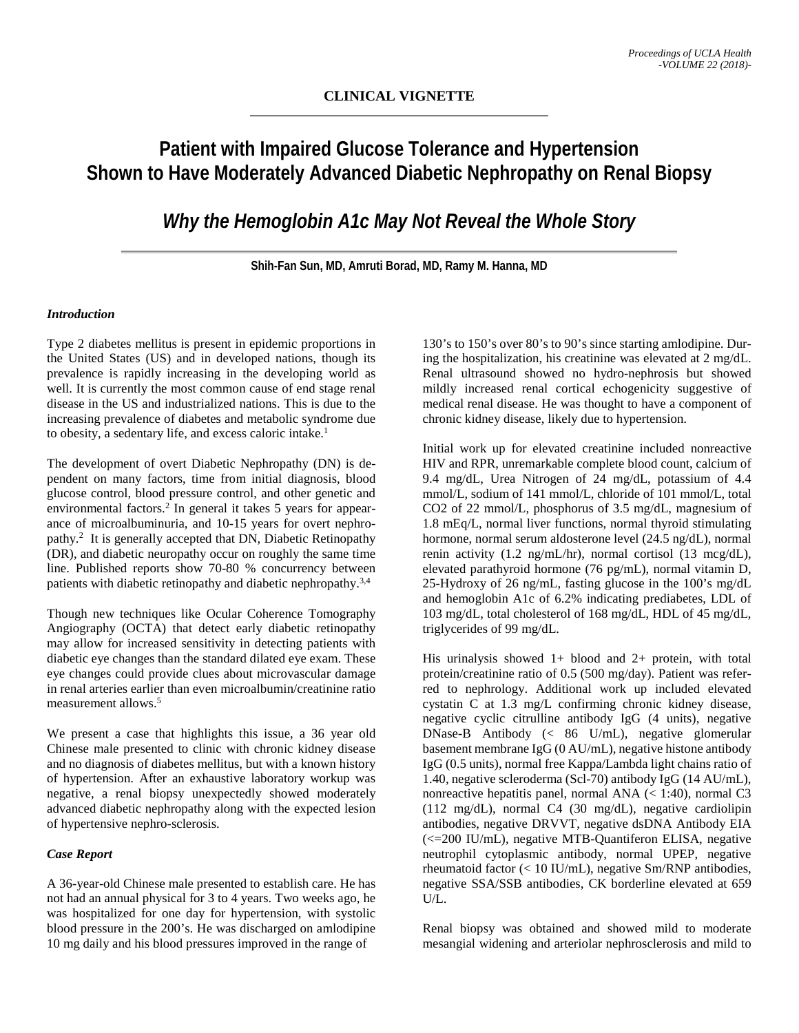**CLINICAL VIGNETTE**

# Patient with Impaired Glucose Tolerance and Hypertension Shown to Have Moderately Advanced Diabetic Nephropathy on Renal Biopsy

## *Why the Hemoglobin A1c May Not Reveal the Whole Story*

**Shih-Fan Sun, MD, Amruti Borad, MD, Ramy M. Hanna, MD**

### *Introduction*

Type 2 diabetes mellitus is present in epidemic proportions in the United States (US) and in developed nations, though its prevalence is rapidly increasing in the developing world as well. It is currently the most common cause of end stage renal disease in the US and industrialized nations. This is due to the increasing prevalence of diabetes and metabolic syndrome due to obesity, a sedentary life, and excess caloric intake.[1]

The development of overt Diabetic Nephropathy (DN) is dependent on many factors, time from initial diagnosis, blood glucose control, blood pressure control, and other genetic and environmental factors.[2] In general it takes 5 years for appearance of microalbuminuria, and 10-15 years for overt nephropathy.[2] It is generally accepted that DN, Diabetic Retinopathy (DR), and diabetic neuropathy occur on roughly the same time line. Published reports show 70-80 % concurrency between patients with diabetic retinopathy and diabetic nephropathy.[3,4]

Though new techniques like Ocular Coherence Tomography Angiography (OCTA) that detect early diabetic retinopathy may allow for increased sensitivity in detecting patients with diabetic eye changes than the standard dilated eye exam. These eye changes could provide clues about microvascular damage in renal arteries earlier than even microalbumin/creatinine ratio measurement allows.[5]

We present a case that highlights this issue, a 36 year old Chinese male presented to clinic with chronic kidney disease and no diagnosis of diabetes mellitus, but with a known history of hypertension. After an exhaustive laboratory workup was negative, a renal biopsy unexpectedly showed moderately advanced diabetic nephropathy along with the expected lesion of hypertensive nephro-sclerosis.

### *Case Report*

A 36-year-old Chinese male presented to establish care. He has not had an annual physical for 3 to 4 years. Two weeks ago, he was hospitalized for one day for hypertension, with systolic blood pressure in the 200's. He was discharged on amlodipine 10 mg daily and his blood pressures improved in the range of 130's to 150's over 80's to 90's since starting amlodipine. During the hospitalization, his creatinine was elevated at 2 mg/dL. Renal ultrasound showed no hydro-nephrosis but showed mildly increased renal cortical echogenicity suggestive of medical renal disease. He was thought to have a component of chronic kidney disease, likely due to hypertension.

Initial work up for elevated creatinine included nonreactive HIV and RPR, unremarkable complete blood count, calcium of 9.4 mg/dL, Urea Nitrogen of 24 mg/dL, potassium of 4.4 mmol/L, sodium of 141 mmol/L, chloride of 101 mmol/L, total CO2 of 22 mmol/L, phosphorus of 3.5 mg/dL, magnesium of 1.8 mEq/L, normal liver functions, normal thyroid stimulating hormone, normal serum aldosterone level (24.5 ng/dL), normal renin activity (1.2 ng/mL/hr), normal cortisol (13 mcg/dL), elevated parathyroid hormone (76 pg/mL), normal vitamin D, 25-Hydroxy of 26 ng/mL, fasting glucose in the 100's mg/dL and hemoglobin A1c of 6.2% indicating prediabetes, LDL of 103 mg/dL, total cholesterol of 168 mg/dL, HDL of 45 mg/dL, triglycerides of 99 mg/dL.

His urinalysis showed 1+ blood and 2+ protein, with total protein/creatinine ratio of 0.5 (500 mg/day). Patient was referred to nephrology. Additional work up included elevated cystatin C at 1.3 mg/L confirming chronic kidney disease, negative cyclic citrulline antibody IgG (4 units), negative DNase-B Antibody (< 86 U/mL), negative glomerular basement membrane IgG (0 AU/mL), negative histone antibody IgG (0.5 units), normal free Kappa/Lambda light chains ratio of 1.40, negative scleroderma (Scl-70) antibody IgG (14 AU/mL), nonreactive hepatitis panel, normal ANA (< 1:40), normal C3 (112 mg/dL), normal C4 (30 mg/dL), negative cardiolipin antibodies, negative DRVVT, negative dsDNA Antibody EIA (<=200 IU/mL), negative MTB-Quantiferon ELISA, negative neutrophil cytoplasmic antibody, normal UPEP, negative rheumatoid factor (< 10 IU/mL), negative Sm/RNP antibodies, negative SSA/SSB antibodies, CK borderline elevated at 659 U/L.

Renal biopsy was obtained and showed mild to moderate mesangial widening and arteriolar nephrosclerosis and mild to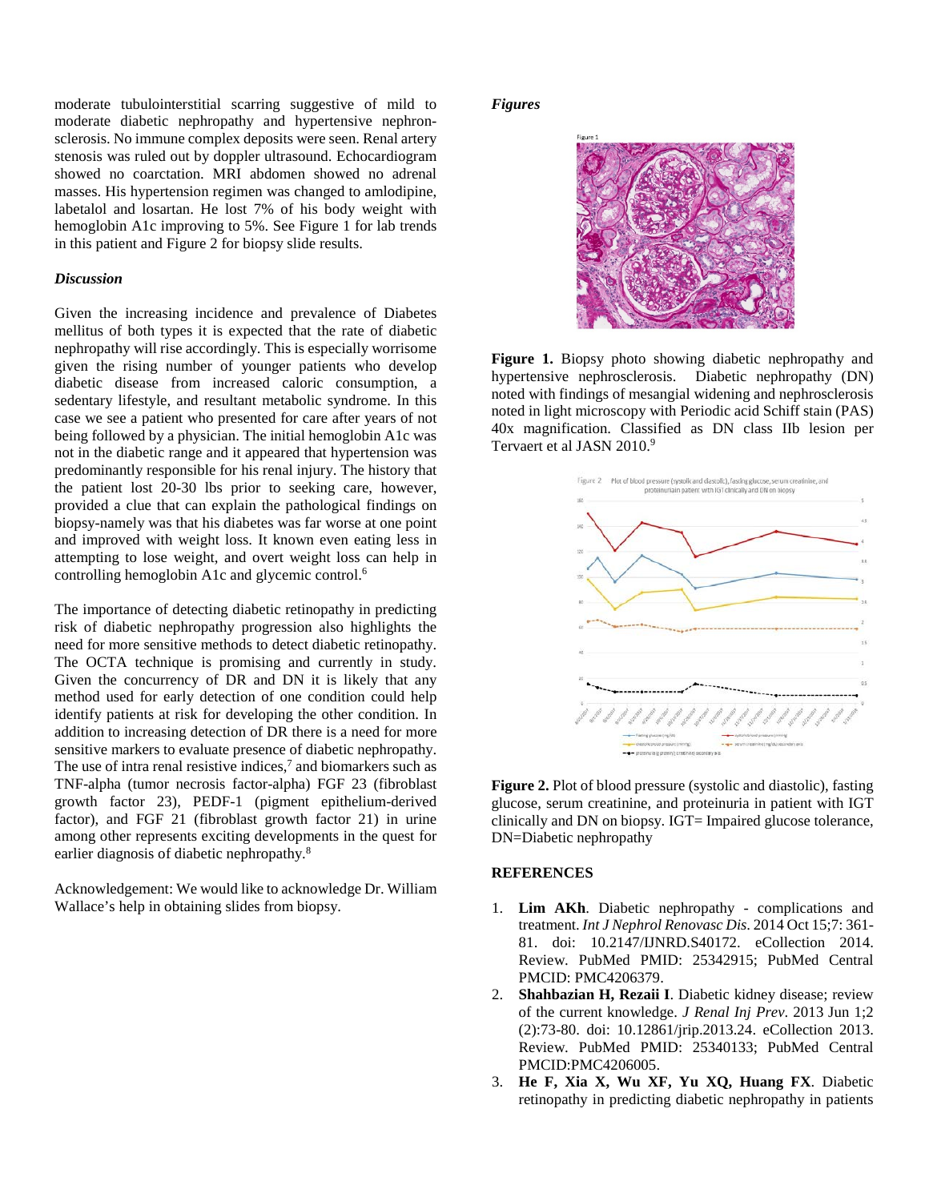moderate tubulointerstitial scarring suggestive of mild to moderate diabetic nephropathy and hypertensive nephron-sclerosis. No immune complex deposits were seen. Renal artery stenosis was ruled out by doppler ultrasound. Echocardiogram showed no coarctation. MRI abdomen showed no adrenal masses. His hypertension regimen was changed to amlodipine, labetalol and losartan. He lost 7% of his body weight with hemoglobin A1c improving to 5%. See Figure 1 for lab trends in this patient and Figure 2 for biopsy slide results.

### *Discussion*

Given the increasing incidence and prevalence of Diabetes mellitus of both types it is expected that the rate of diabetic nephropathy will rise accordingly. This is especially worrisome given the rising number of younger patients who develop diabetic disease from increased caloric consumption, a sedentary lifestyle, and resultant metabolic syndrome. In this case we see a patient who presented for care after years of not being followed by a physician. The initial hemoglobin A1c was not in the diabetic range and it appeared that hypertension was predominantly responsible for his renal injury. The history that the patient lost 20-30 lbs prior to seeking care, however, provided a clue that can explain the pathological findings on biopsy-namely was that his diabetes was far worse at one point and improved with weight loss. It known even eating less in attempting to lose weight, and overt weight loss can help in controlling hemoglobin A1c and glycemic control.[6]

The importance of detecting diabetic retinopathy in predicting risk of diabetic nephropathy progression also highlights the need for more sensitive methods to detect diabetic retinopathy. The OCTA technique is promising and currently in study. Given the concurrency of DR and DN it is likely that any method used for early detection of one condition could help identify patients at risk for developing the other condition. In addition to increasing detection of DR there is a need for more sensitive markers to evaluate presence of diabetic nephropathy. The use of intra renal resistive indices,[7] and biomarkers such as TNF-alpha (tumor necrosis factor-alpha) FGF 23 (fibroblast growth factor 23), PEDF-1 (pigment epithelium-derived factor), and FGF 21 (fibroblast growth factor 21) in urine among other represents exciting developments in the quest for earlier diagnosis of diabetic nephropathy.[8]

Acknowledgement: We would like to acknowledge Dr. William Wallace's help in obtaining slides from biopsy.

### *Figures*

**Figure 1.** Biopsy photo showing diabetic nephropathy and hypertensive nephrosclerosis. Diabetic nephropathy (DN) noted with findings of mesangial widening and nephrosclerosis noted in light microscopy with Periodic acid Schiff stain (PAS) 40x magnification. Classified as DN class IIb lesion per Tervaert et al JASN 2010.[9]

**Figure 2.** Plot of blood pressure (systolic and diastolic), fasting glucose, serum creatinine, and proteinuria in patient with IGT clinically and DN on biopsy. IGT= Impaired glucose tolerance, DN=Diabetic nephropathy

### REFERENCES

1. **Lim AKh**. Diabetic nephropathy - complications and treatment. *Int J Nephrol Renovasc Dis*. 2014 Oct 15;7: 361-81. doi: 10.2147/IJNRD.S40172. eCollection 2014. Review. PubMed PMID: 25342915; PubMed Central PMCID: PMC4206379.
2. **Shahbazian H, Rezaii I**. Diabetic kidney disease; review of the current knowledge. *J Renal Inj Prev*. 2013 Jun 1;2 (2):73-80. doi: 10.12861/jrip.2013.24. eCollection 2013. Review. PubMed PMID: 25340133; PubMed Central PMCID:PMC4206005.
3. **He F, Xia X, Wu XF, Yu XQ, Huang FX**. Diabetic retinopathy in predicting diabetic nephropathy in patients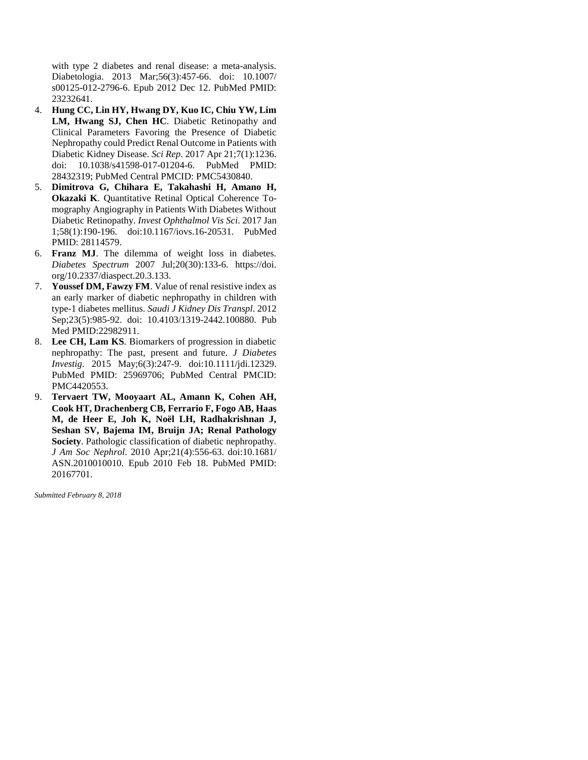with type 2 diabetes and renal disease: a meta-analysis. Diabetologia. 2013 Mar;56(3):457-66. doi: 10.1007/s00125-012-2796-6. Epub 2012 Dec 12. PubMed PMID: 23232641.

4. **Hung CC, Lin HY, Hwang DY, Kuo IC, Chiu YW, Lim LM, Hwang SJ, Chen HC**. Diabetic Retinopathy and Clinical Parameters Favoring the Presence of Diabetic Nephropathy could Predict Renal Outcome in Patients with Diabetic Kidney Disease. *Sci Rep*. 2017 Apr 21;7(1):1236. doi: 10.1038/s41598-017-01204-6. PubMed PMID: 28432319; PubMed Central PMCID: PMC5430840.
5. **Dimitrova G, Chihara E, Takahashi H, Amano H, Okazaki K**. Quantitative Retinal Optical Coherence Tomography Angiography in Patients With Diabetes Without Diabetic Retinopathy. *Invest Ophthalmol Vis Sci*. 2017 Jan 1;58(1):190-196. doi:10.1167/iovs.16-20531. PubMed PMID: 28114579.
6. **Franz MJ**. The dilemma of weight loss in diabetes. *Diabetes Spectrum* 2007 Jul;20(30):133-6. https://doi.org/10.2337/diaspect.20.3.133.
7. **Youssef DM, Fawzy FM**. Value of renal resistive index as an early marker of diabetic nephropathy in children with type-1 diabetes mellitus. *Saudi J Kidney Dis Transpl*. 2012 Sep;23(5):985-92. doi: 10.4103/1319-2442.100880. PubMed PMID:22982911.
8. **Lee CH, Lam KS**. Biomarkers of progression in diabetic nephropathy: The past, present and future. *J Diabetes Investig*. 2015 May;6(3):247-9. doi:10.1111/jdi.12329. PubMed PMID: 25969706; PubMed Central PMCID: PMC4420553.
9. **Tervaert TW, Mooyaart AL, Amann K, Cohen AH, Cook HT, Drachenberg CB, Ferrario F, Fogo AB, Haas M, de Heer E, Joh K, Noël LH, Radhakrishnan J, Seshan SV, Bajema IM, Bruijn JA; Renal Pathology Society**. Pathologic classification of diabetic nephropathy. *J Am Soc Nephrol*. 2010 Apr;21(4):556-63. doi:10.1681/ASN.2010010010. Epub 2010 Feb 18. PubMed PMID: 20167701.

*Submitted February 8, 2018*